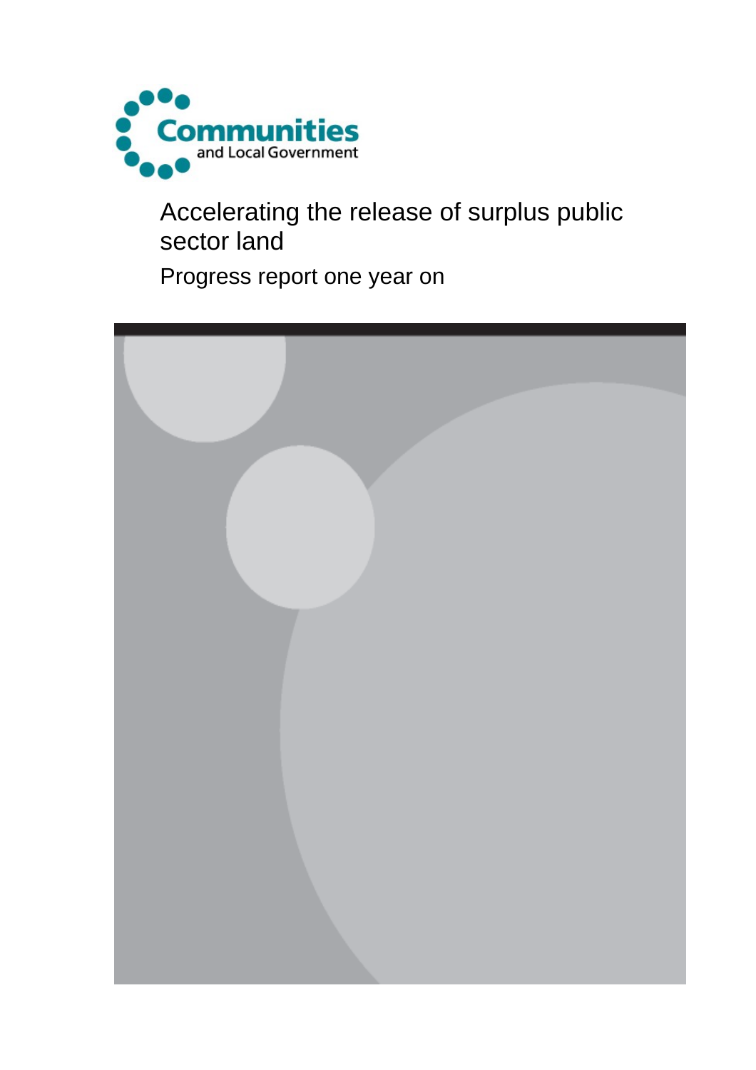Communities and Local Government

# Accelerating the release of surplus public sector land

## Progress report one year on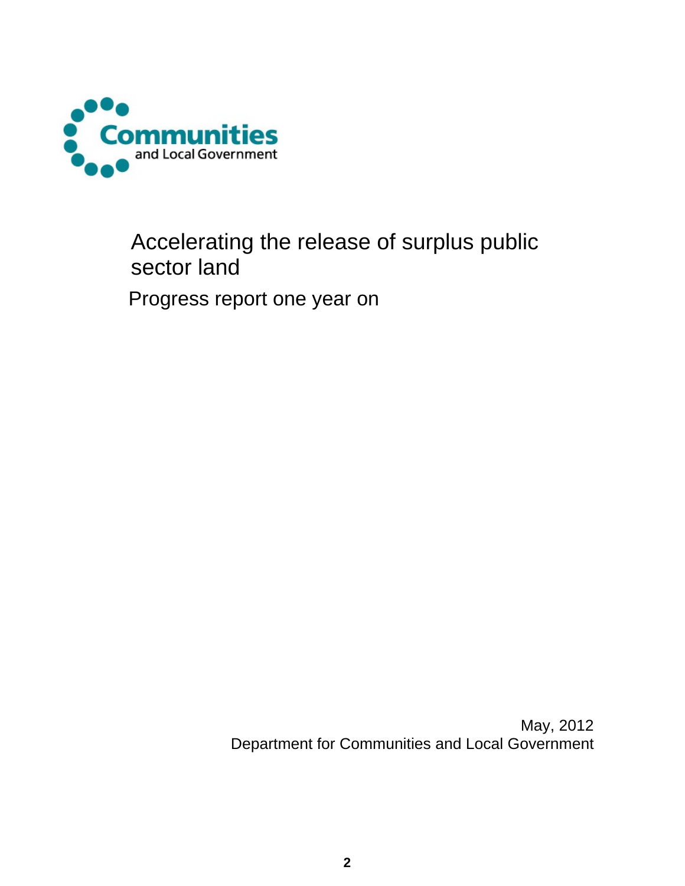Communities and Local Government

# Accelerating the release of surplus public sector land

## Progress report one year on

May, 2012
Department for Communities and Local Government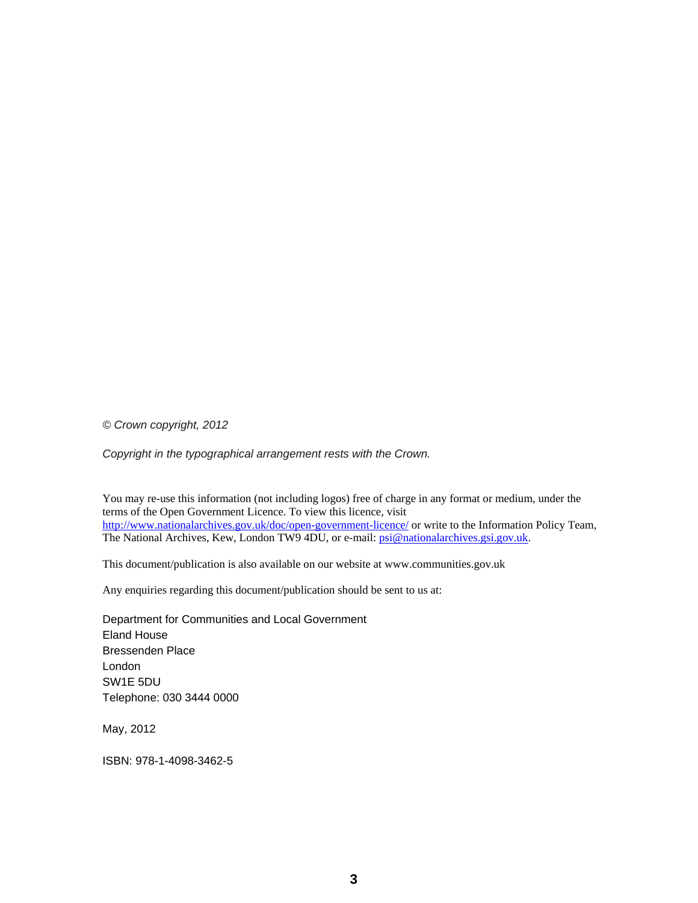*© Crown copyright, 2012*

*Copyright in the typographical arrangement rests with the Crown.*

You may re-use this information (not including logos) free of charge in any format or medium, under the terms of the Open Government Licence. To view this licence, visit http://www.nationalarchives.gov.uk/doc/open-government-licence/ or write to the Information Policy Team, The National Archives, Kew, London TW9 4DU, or e-mail: psi@nationalarchives.gsi.gov.uk.

This document/publication is also available on our website at www.communities.gov.uk

Any enquiries regarding this document/publication should be sent to us at:

Department for Communities and Local Government
Eland House
Bressenden Place
London
SW1E 5DU
Telephone: 030 3444 0000

May, 2012

ISBN: 978-1-4098-3462-5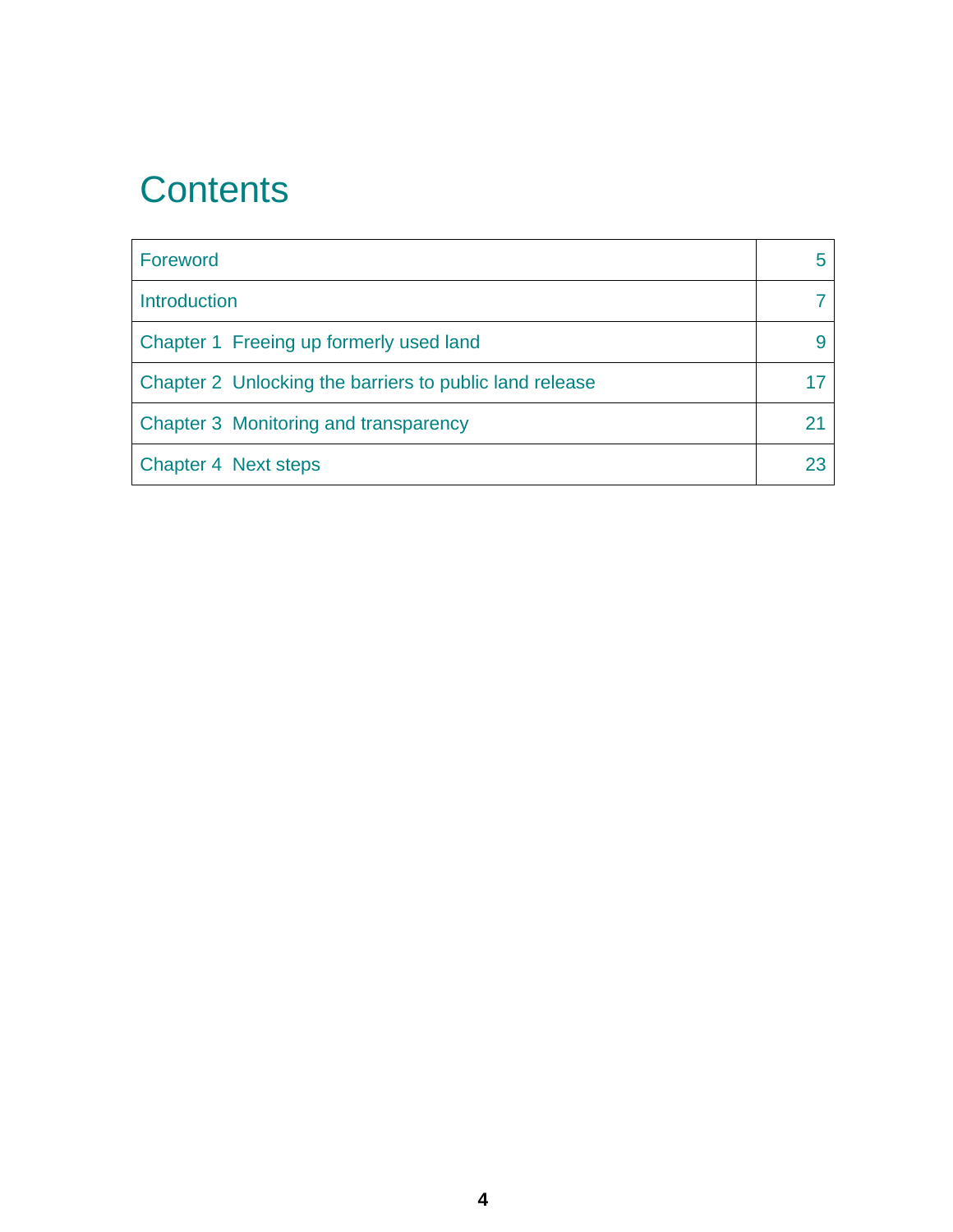# Contents

| | |
|---|---|
| Foreword | 5 |
| Introduction | 7 |
| Chapter 1  Freeing up formerly used land | 9 |
| Chapter 2  Unlocking the barriers to public land release | 17 |
| Chapter 3  Monitoring and transparency | 21 |
| Chapter 4  Next steps | 23 |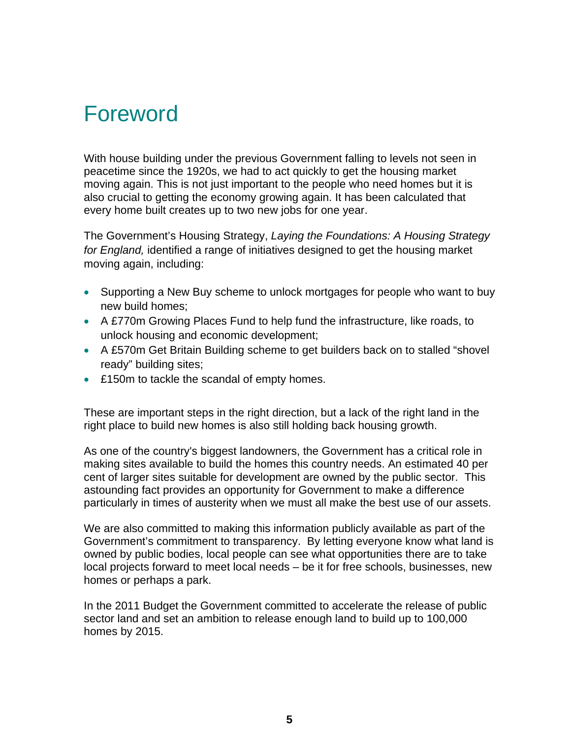# Foreword

With house building under the previous Government falling to levels not seen in peacetime since the 1920s, we had to act quickly to get the housing market moving again. This is not just important to the people who need homes but it is also crucial to getting the economy growing again. It has been calculated that every home built creates up to two new jobs for one year.

The Government's Housing Strategy, *Laying the Foundations: A Housing Strategy for England,* identified a range of initiatives designed to get the housing market moving again, including:

- Supporting a New Buy scheme to unlock mortgages for people who want to buy new build homes;
- A £770m Growing Places Fund to help fund the infrastructure, like roads, to unlock housing and economic development;
- A £570m Get Britain Building scheme to get builders back on to stalled "shovel ready" building sites;
- £150m to tackle the scandal of empty homes.

These are important steps in the right direction, but a lack of the right land in the right place to build new homes is also still holding back housing growth.

As one of the country's biggest landowners, the Government has a critical role in making sites available to build the homes this country needs. An estimated 40 per cent of larger sites suitable for development are owned by the public sector. This astounding fact provides an opportunity for Government to make a difference particularly in times of austerity when we must all make the best use of our assets.

We are also committed to making this information publicly available as part of the Government's commitment to transparency. By letting everyone know what land is owned by public bodies, local people can see what opportunities there are to take local projects forward to meet local needs – be it for free schools, businesses, new homes or perhaps a park.

In the 2011 Budget the Government committed to accelerate the release of public sector land and set an ambition to release enough land to build up to 100,000 homes by 2015.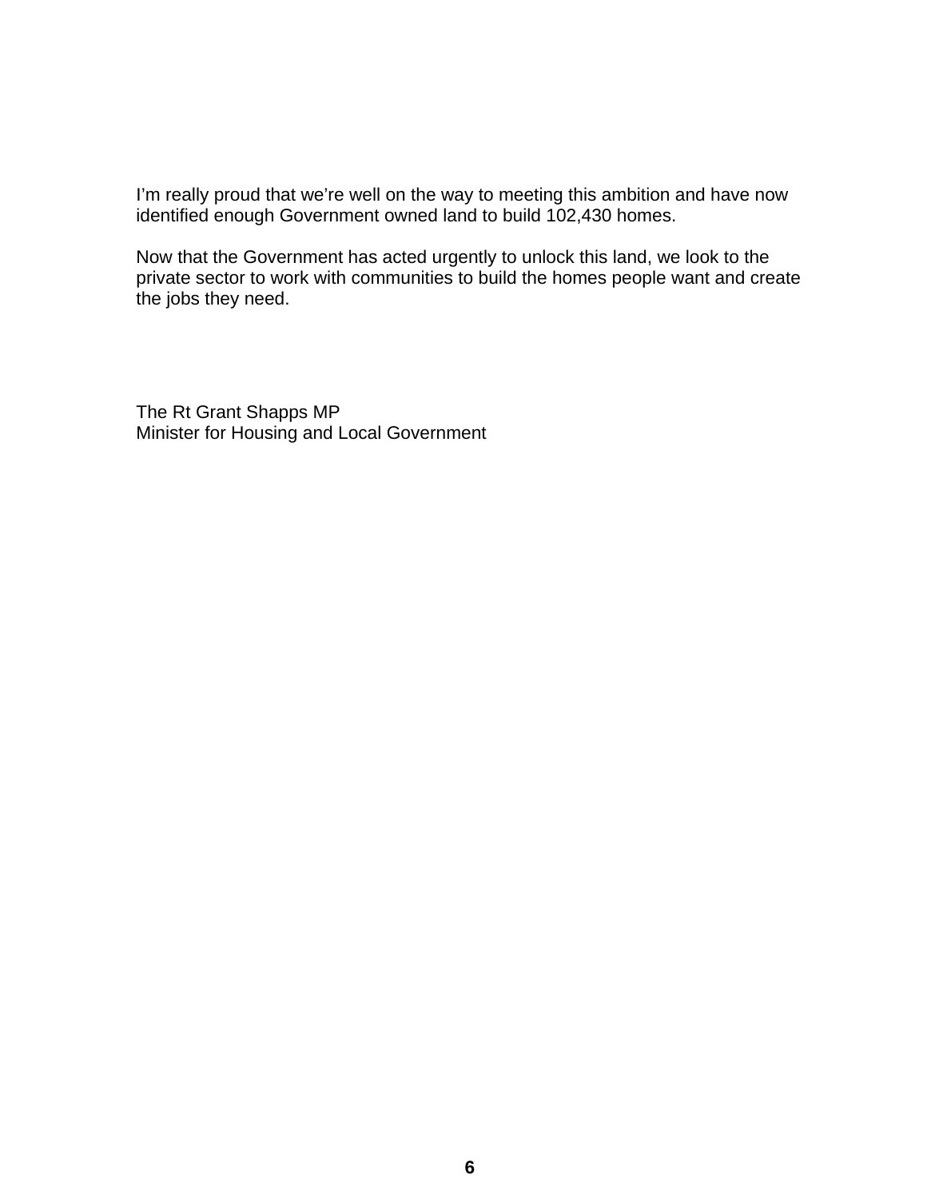I'm really proud that we're well on the way to meeting this ambition and have now identified enough Government owned land to build 102,430 homes.

Now that the Government has acted urgently to unlock this land, we look to the private sector to work with communities to build the homes people want and create the jobs they need.

The Rt Grant Shapps MP
Minister for Housing and Local Government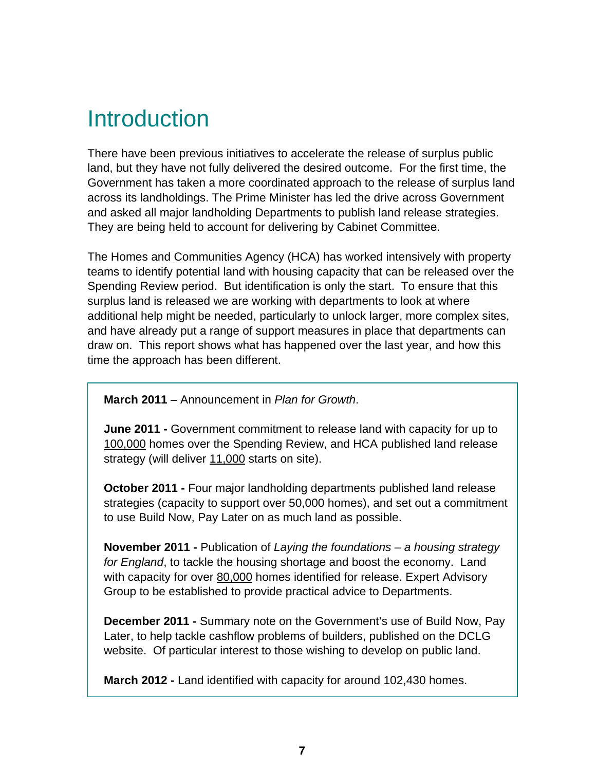# Introduction

There have been previous initiatives to accelerate the release of surplus public land, but they have not fully delivered the desired outcome. For the first time, the Government has taken a more coordinated approach to the release of surplus land across its landholdings. The Prime Minister has led the drive across Government and asked all major landholding Departments to publish land release strategies. They are being held to account for delivering by Cabinet Committee.

The Homes and Communities Agency (HCA) has worked intensively with property teams to identify potential land with housing capacity that can be released over the Spending Review period. But identification is only the start. To ensure that this surplus land is released we are working with departments to look at where additional help might be needed, particularly to unlock larger, more complex sites, and have already put a range of support measures in place that departments can draw on. This report shows what has happened over the last year, and how this time the approach has been different.

**March 2011** – Announcement in *Plan for Growth*.

**June 2011 -** Government commitment to release land with capacity for up to 100,000 homes over the Spending Review, and HCA published land release strategy (will deliver 11,000 starts on site).

**October 2011 -** Four major landholding departments published land release strategies (capacity to support over 50,000 homes), and set out a commitment to use Build Now, Pay Later on as much land as possible.

**November 2011 -** Publication of *Laying the foundations – a housing strategy for England*, to tackle the housing shortage and boost the economy. Land with capacity for over 80,000 homes identified for release. Expert Advisory Group to be established to provide practical advice to Departments.

**December 2011 -** Summary note on the Government's use of Build Now, Pay Later, to help tackle cashflow problems of builders, published on the DCLG website. Of particular interest to those wishing to develop on public land.

**March 2012 -** Land identified with capacity for around 102,430 homes.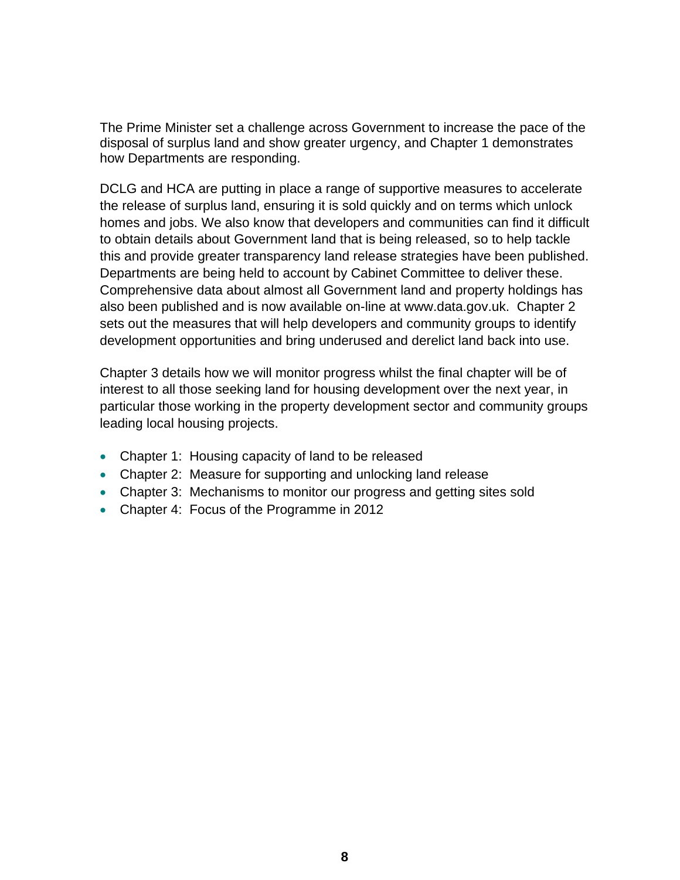The Prime Minister set a challenge across Government to increase the pace of the disposal of surplus land and show greater urgency, and Chapter 1 demonstrates how Departments are responding.

DCLG and HCA are putting in place a range of supportive measures to accelerate the release of surplus land, ensuring it is sold quickly and on terms which unlock homes and jobs. We also know that developers and communities can find it difficult to obtain details about Government land that is being released, so to help tackle this and provide greater transparency land release strategies have been published. Departments are being held to account by Cabinet Committee to deliver these. Comprehensive data about almost all Government land and property holdings has also been published and is now available on-line at www.data.gov.uk. Chapter 2 sets out the measures that will help developers and community groups to identify development opportunities and bring underused and derelict land back into use.

Chapter 3 details how we will monitor progress whilst the final chapter will be of interest to all those seeking land for housing development over the next year, in particular those working in the property development sector and community groups leading local housing projects.

- Chapter 1: Housing capacity of land to be released
- Chapter 2: Measure for supporting and unlocking land release
- Chapter 3: Mechanisms to monitor our progress and getting sites sold
- Chapter 4: Focus of the Programme in 2012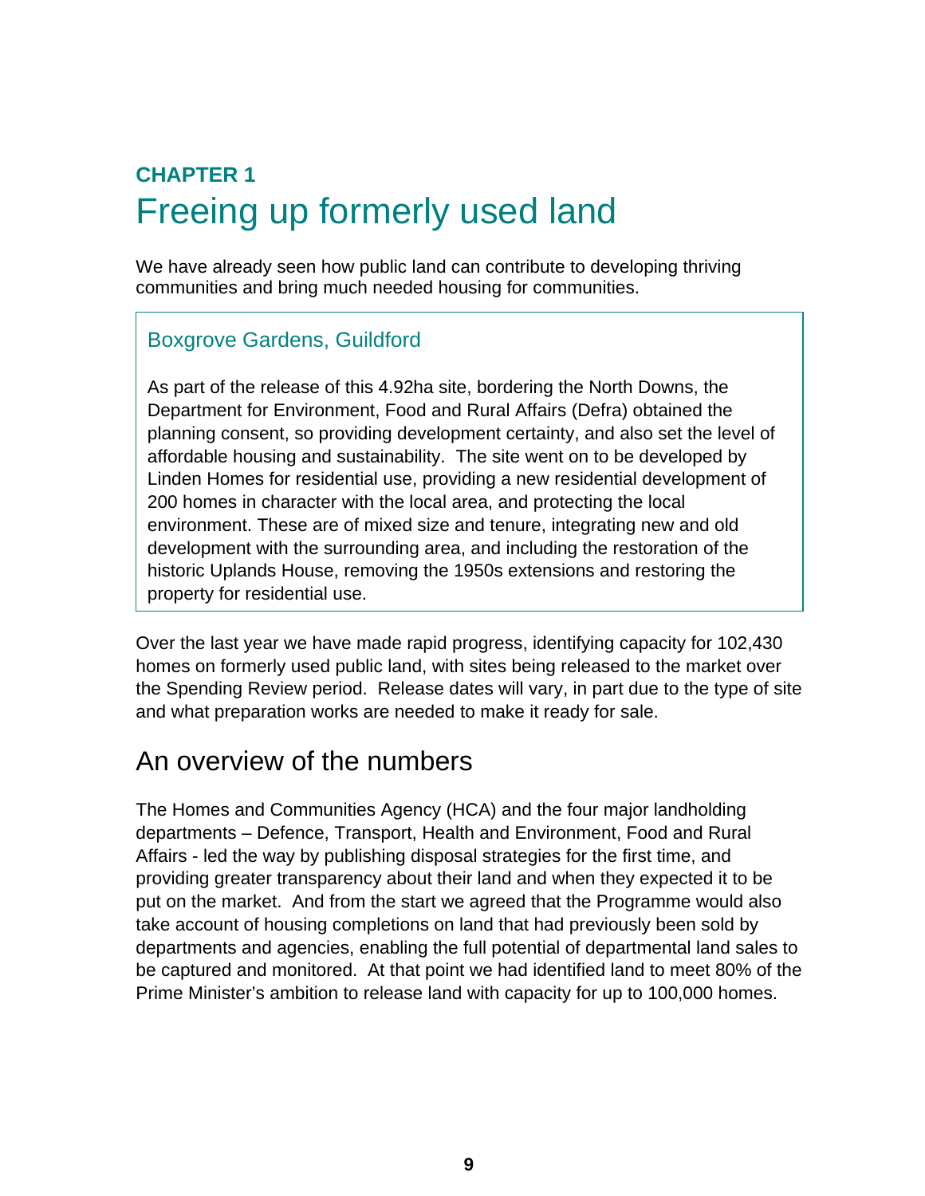# CHAPTER 1
# Freeing up formerly used land

We have already seen how public land can contribute to developing thriving communities and bring much needed housing for communities.

> ### Boxgrove Gardens, Guildford
>
> As part of the release of this 4.92ha site, bordering the North Downs, the Department for Environment, Food and Rural Affairs (Defra) obtained the planning consent, so providing development certainty, and also set the level of affordable housing and sustainability. The site went on to be developed by Linden Homes for residential use, providing a new residential development of 200 homes in character with the local area, and protecting the local environment. These are of mixed size and tenure, integrating new and old development with the surrounding area, and including the restoration of the historic Uplands House, removing the 1950s extensions and restoring the property for residential use.

Over the last year we have made rapid progress, identifying capacity for 102,430 homes on formerly used public land, with sites being released to the market over the Spending Review period. Release dates will vary, in part due to the type of site and what preparation works are needed to make it ready for sale.

## An overview of the numbers

The Homes and Communities Agency (HCA) and the four major landholding departments – Defence, Transport, Health and Environment, Food and Rural Affairs - led the way by publishing disposal strategies for the first time, and providing greater transparency about their land and when they expected it to be put on the market. And from the start we agreed that the Programme would also take account of housing completions on land that had previously been sold by departments and agencies, enabling the full potential of departmental land sales to be captured and monitored. At that point we had identified land to meet 80% of the Prime Minister's ambition to release land with capacity for up to 100,000 homes.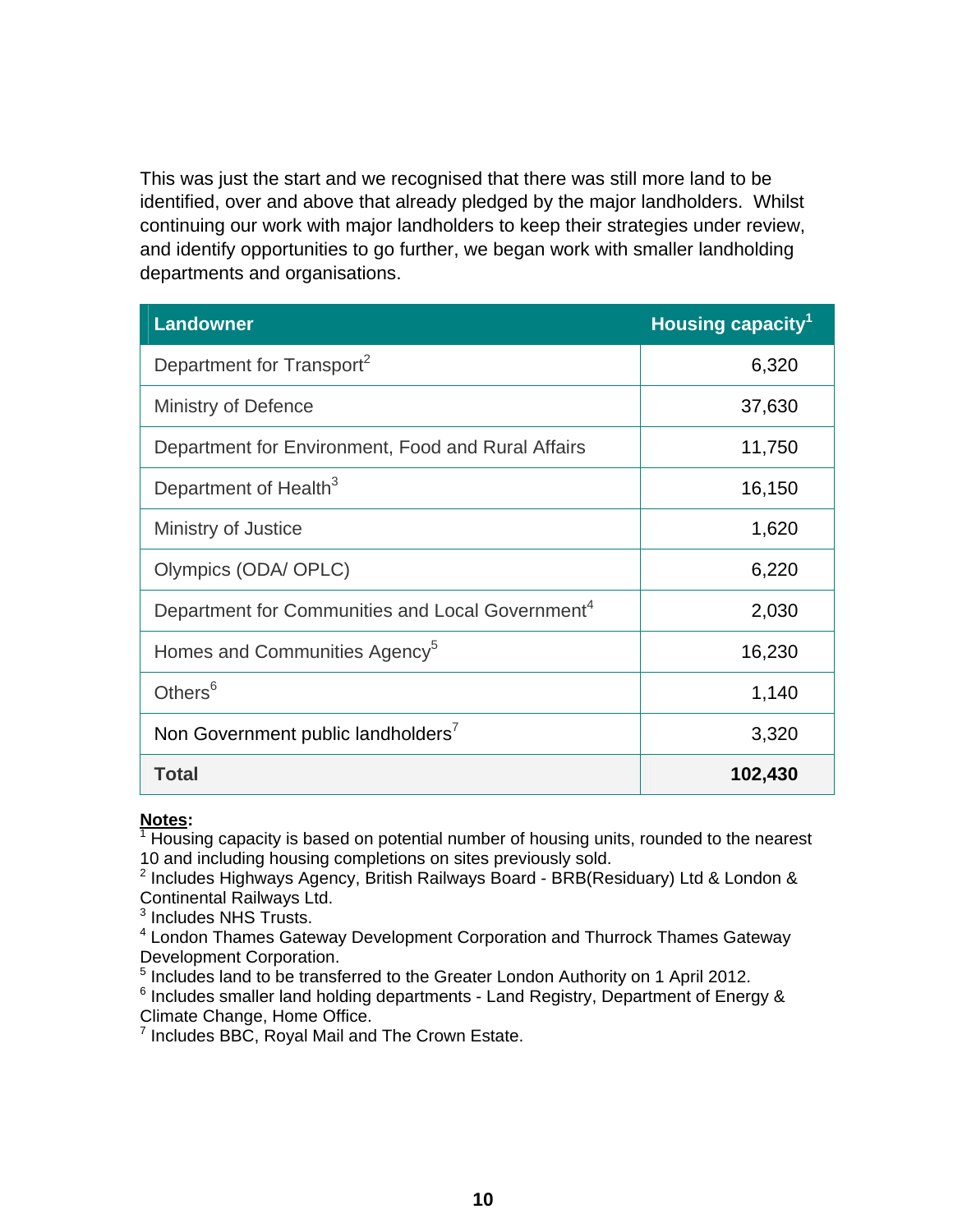This was just the start and we recognised that there was still more land to be identified, over and above that already pledged by the major landholders. Whilst continuing our work with major landholders to keep their strategies under review, and identify opportunities to go further, we began work with smaller landholding departments and organisations.

| Landowner | Housing capacity[1] |
|---|---|
| Department for Transport[2] | 6,320 |
| Ministry of Defence | 37,630 |
| Department for Environment, Food and Rural Affairs | 11,750 |
| Department of Health[3] | 16,150 |
| Ministry of Justice | 1,620 |
| Olympics (ODA/ OPLC) | 6,220 |
| Department for Communities and Local Government[4] | 2,030 |
| Homes and Communities Agency[5] | 16,230 |
| Others[6] | 1,140 |
| Non Government public landholders[7] | 3,320 |
| **Total** | **102,430** |

**Notes:**

[1] Housing capacity is based on potential number of housing units, rounded to the nearest 10 and including housing completions on sites previously sold.

[2] Includes Highways Agency, British Railways Board - BRB(Residuary) Ltd & London & Continental Railways Ltd.

[3] Includes NHS Trusts.

[4] London Thames Gateway Development Corporation and Thurrock Thames Gateway Development Corporation.

[5] Includes land to be transferred to the Greater London Authority on 1 April 2012.

[6] Includes smaller land holding departments - Land Registry, Department of Energy & Climate Change, Home Office.

[7] Includes BBC, Royal Mail and The Crown Estate.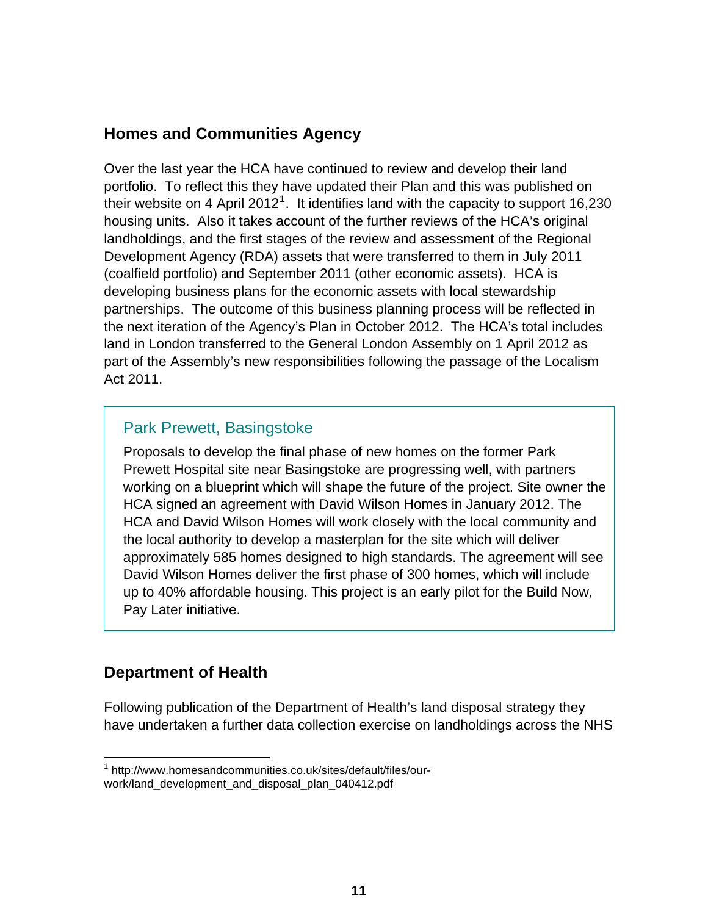## Homes and Communities Agency

Over the last year the HCA have continued to review and develop their land portfolio. To reflect this they have updated their Plan and this was published on their website on 4 April 2012[1]. It identifies land with the capacity to support 16,230 housing units. Also it takes account of the further reviews of the HCA's original landholdings, and the first stages of the review and assessment of the Regional Development Agency (RDA) assets that were transferred to them in July 2011 (coalfield portfolio) and September 2011 (other economic assets). HCA is developing business plans for the economic assets with local stewardship partnerships. The outcome of this business planning process will be reflected in the next iteration of the Agency's Plan in October 2012. The HCA's total includes land in London transferred to the General London Assembly on 1 April 2012 as part of the Assembly's new responsibilities following the passage of the Localism Act 2011.

### Park Prewett, Basingstoke

Proposals to develop the final phase of new homes on the former Park Prewett Hospital site near Basingstoke are progressing well, with partners working on a blueprint which will shape the future of the project. Site owner the HCA signed an agreement with David Wilson Homes in January 2012. The HCA and David Wilson Homes will work closely with the local community and the local authority to develop a masterplan for the site which will deliver approximately 585 homes designed to high standards. The agreement will see David Wilson Homes deliver the first phase of 300 homes, which will include up to 40% affordable housing. This project is an early pilot for the Build Now, Pay Later initiative.

## Department of Health

Following publication of the Department of Health's land disposal strategy they have undertaken a further data collection exercise on landholdings across the NHS

[1] http://www.homesandcommunities.co.uk/sites/default/files/our-work/land_development_and_disposal_plan_040412.pdf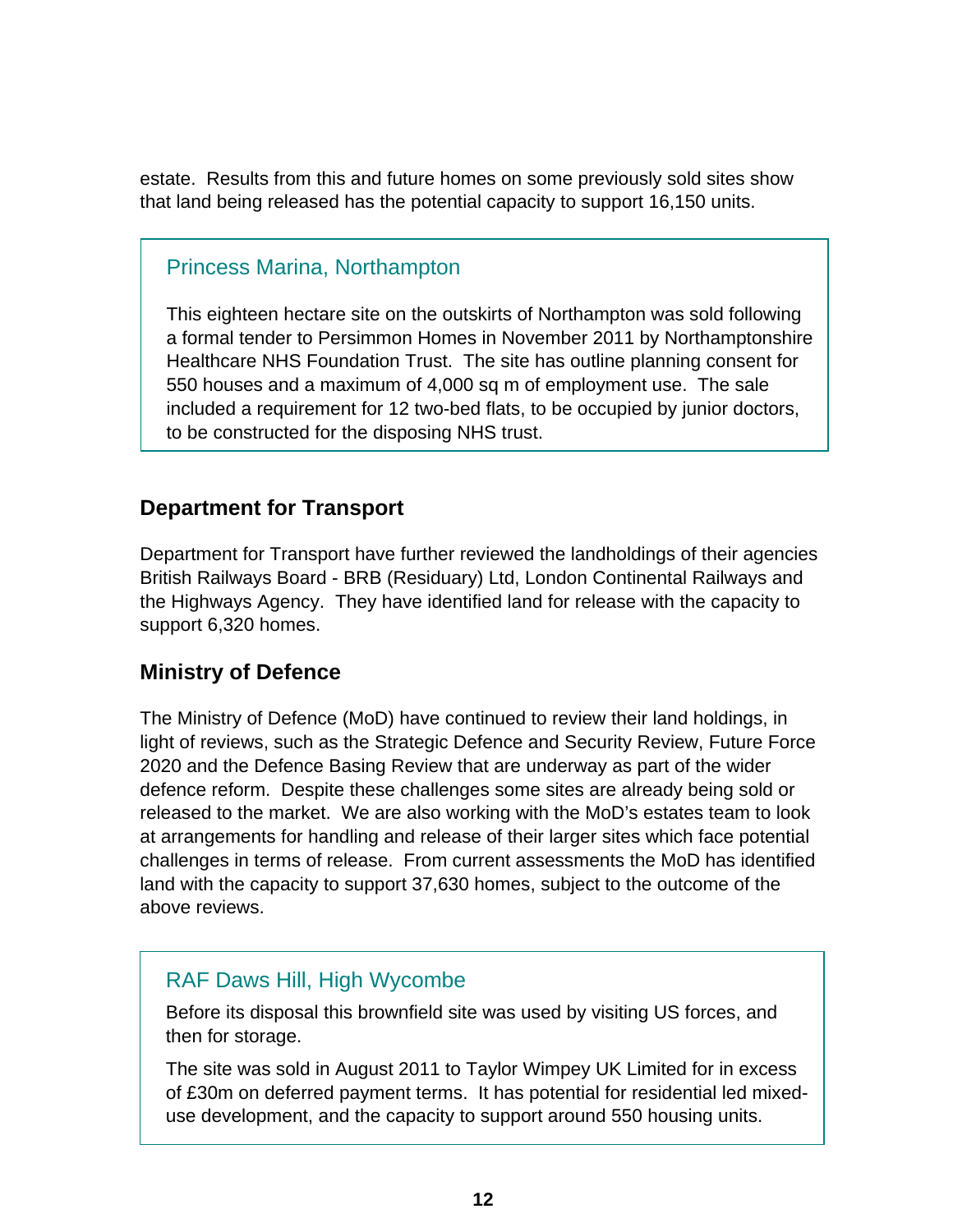estate. Results from this and future homes on some previously sold sites show that land being released has the potential capacity to support 16,150 units.

### Princess Marina, Northampton

This eighteen hectare site on the outskirts of Northampton was sold following a formal tender to Persimmon Homes in November 2011 by Northamptonshire Healthcare NHS Foundation Trust. The site has outline planning consent for 550 houses and a maximum of 4,000 sq m of employment use. The sale included a requirement for 12 two-bed flats, to be occupied by junior doctors, to be constructed for the disposing NHS trust.

## Department for Transport

Department for Transport have further reviewed the landholdings of their agencies British Railways Board - BRB (Residuary) Ltd, London Continental Railways and the Highways Agency. They have identified land for release with the capacity to support 6,320 homes.

## Ministry of Defence

The Ministry of Defence (MoD) have continued to review their land holdings, in light of reviews, such as the Strategic Defence and Security Review, Future Force 2020 and the Defence Basing Review that are underway as part of the wider defence reform. Despite these challenges some sites are already being sold or released to the market. We are also working with the MoD's estates team to look at arrangements for handling and release of their larger sites which face potential challenges in terms of release. From current assessments the MoD has identified land with the capacity to support 37,630 homes, subject to the outcome of the above reviews.

### RAF Daws Hill, High Wycombe

Before its disposal this brownfield site was used by visiting US forces, and then for storage.

The site was sold in August 2011 to Taylor Wimpey UK Limited for in excess of £30m on deferred payment terms. It has potential for residential led mixed-use development, and the capacity to support around 550 housing units.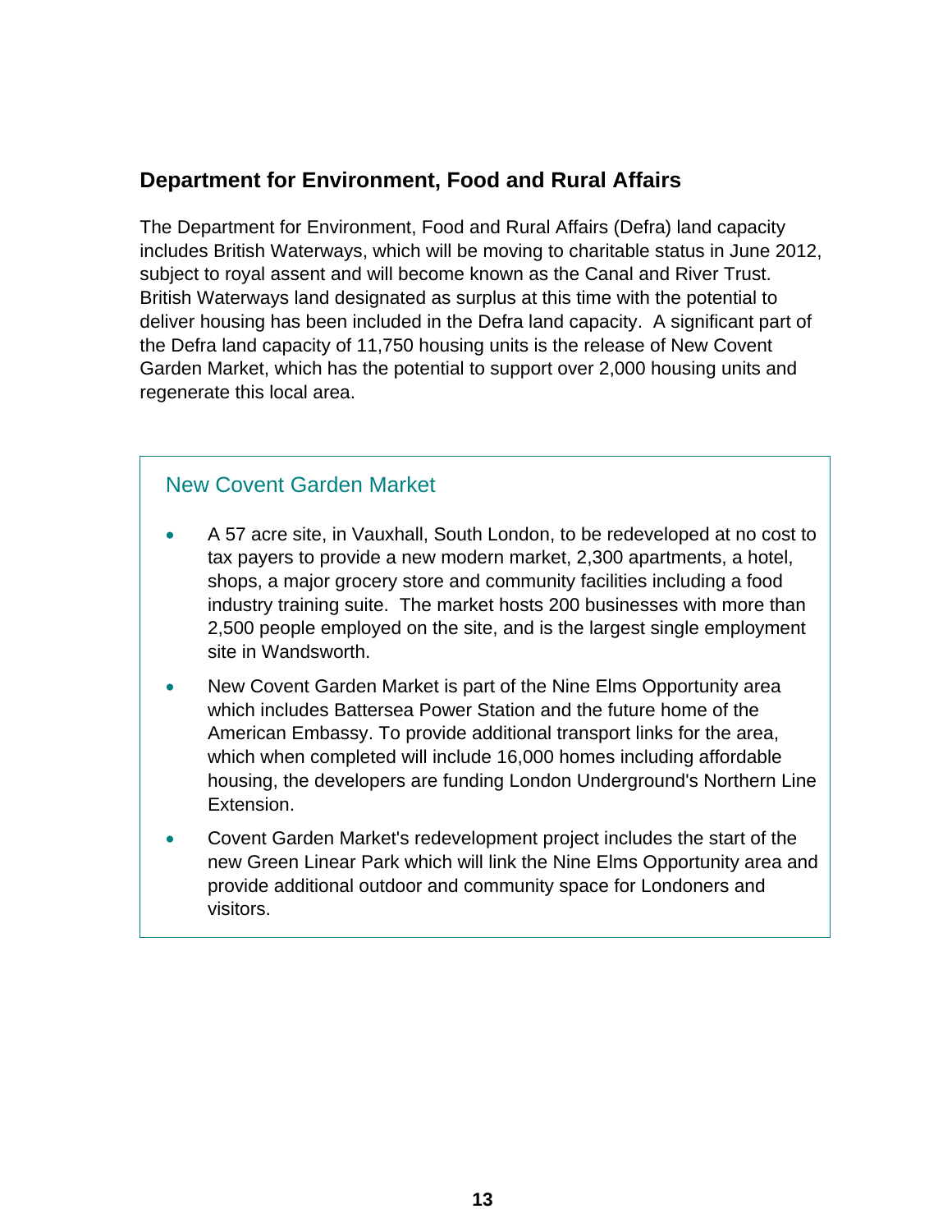## Department for Environment, Food and Rural Affairs

The Department for Environment, Food and Rural Affairs (Defra) land capacity includes British Waterways, which will be moving to charitable status in June 2012, subject to royal assent and will become known as the Canal and River Trust. British Waterways land designated as surplus at this time with the potential to deliver housing has been included in the Defra land capacity. A significant part of the Defra land capacity of 11,750 housing units is the release of New Covent Garden Market, which has the potential to support over 2,000 housing units and regenerate this local area.

### New Covent Garden Market

- A 57 acre site, in Vauxhall, South London, to be redeveloped at no cost to tax payers to provide a new modern market, 2,300 apartments, a hotel, shops, a major grocery store and community facilities including a food industry training suite. The market hosts 200 businesses with more than 2,500 people employed on the site, and is the largest single employment site in Wandsworth.
- New Covent Garden Market is part of the Nine Elms Opportunity area which includes Battersea Power Station and the future home of the American Embassy. To provide additional transport links for the area, which when completed will include 16,000 homes including affordable housing, the developers are funding London Underground's Northern Line Extension.
- Covent Garden Market's redevelopment project includes the start of the new Green Linear Park which will link the Nine Elms Opportunity area and provide additional outdoor and community space for Londoners and visitors.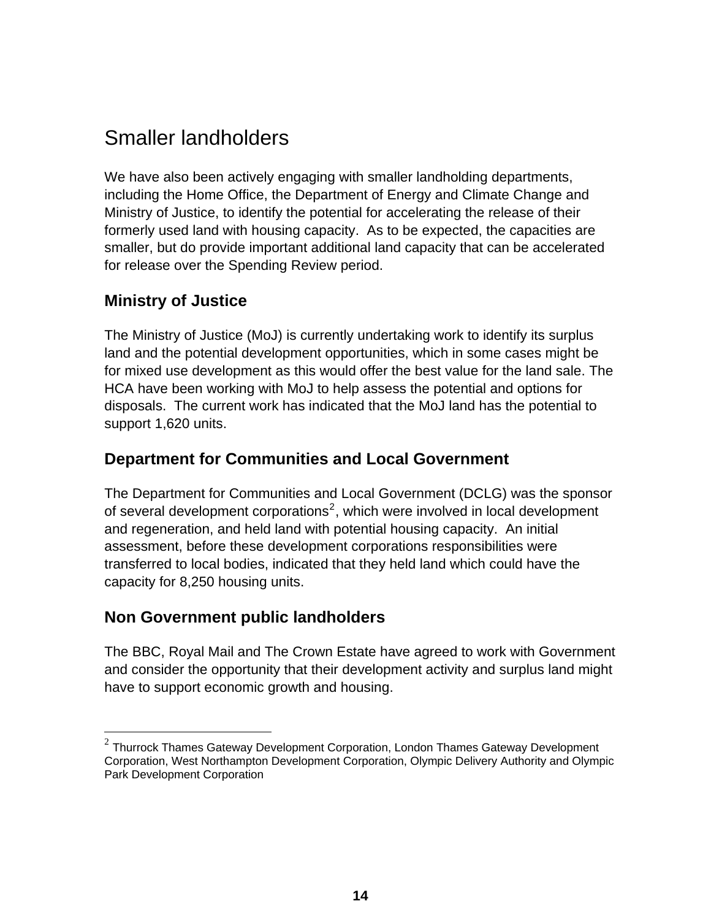# Smaller landholders

We have also been actively engaging with smaller landholding departments, including the Home Office, the Department of Energy and Climate Change and Ministry of Justice, to identify the potential for accelerating the release of their formerly used land with housing capacity. As to be expected, the capacities are smaller, but do provide important additional land capacity that can be accelerated for release over the Spending Review period.

## Ministry of Justice

The Ministry of Justice (MoJ) is currently undertaking work to identify its surplus land and the potential development opportunities, which in some cases might be for mixed use development as this would offer the best value for the land sale. The HCA have been working with MoJ to help assess the potential and options for disposals. The current work has indicated that the MoJ land has the potential to support 1,620 units.

## Department for Communities and Local Government

The Department for Communities and Local Government (DCLG) was the sponsor of several development corporations[2], which were involved in local development and regeneration, and held land with potential housing capacity. An initial assessment, before these development corporations responsibilities were transferred to local bodies, indicated that they held land which could have the capacity for 8,250 housing units.

## Non Government public landholders

The BBC, Royal Mail and The Crown Estate have agreed to work with Government and consider the opportunity that their development activity and surplus land might have to support economic growth and housing.

---

[2] Thurrock Thames Gateway Development Corporation, London Thames Gateway Development Corporation, West Northampton Development Corporation, Olympic Delivery Authority and Olympic Park Development Corporation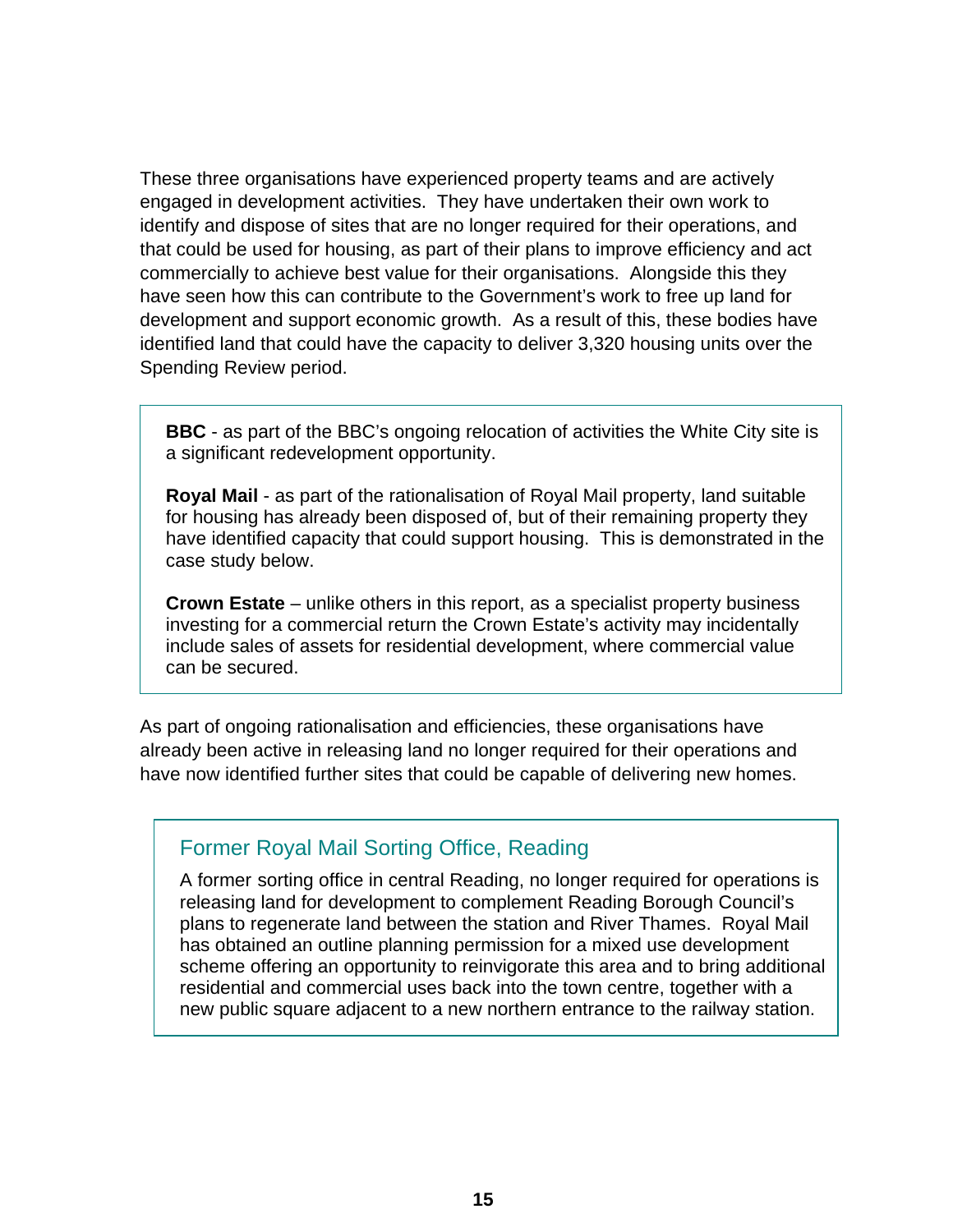These three organisations have experienced property teams and are actively engaged in development activities. They have undertaken their own work to identify and dispose of sites that are no longer required for their operations, and that could be used for housing, as part of their plans to improve efficiency and act commercially to achieve best value for their organisations. Alongside this they have seen how this can contribute to the Government's work to free up land for development and support economic growth. As a result of this, these bodies have identified land that could have the capacity to deliver 3,320 housing units over the Spending Review period.

> **BBC** - as part of the BBC's ongoing relocation of activities the White City site is a significant redevelopment opportunity.
>
> **Royal Mail** - as part of the rationalisation of Royal Mail property, land suitable for housing has already been disposed of, but of their remaining property they have identified capacity that could support housing. This is demonstrated in the case study below.
>
> **Crown Estate** – unlike others in this report, as a specialist property business investing for a commercial return the Crown Estate's activity may incidentally include sales of assets for residential development, where commercial value can be secured.

As part of ongoing rationalisation and efficiencies, these organisations have already been active in releasing land no longer required for their operations and have now identified further sites that could be capable of delivering new homes.

> ### Former Royal Mail Sorting Office, Reading
>
> A former sorting office in central Reading, no longer required for operations is releasing land for development to complement Reading Borough Council's plans to regenerate land between the station and River Thames. Royal Mail has obtained an outline planning permission for a mixed use development scheme offering an opportunity to reinvigorate this area and to bring additional residential and commercial uses back into the town centre, together with a new public square adjacent to a new northern entrance to the railway station.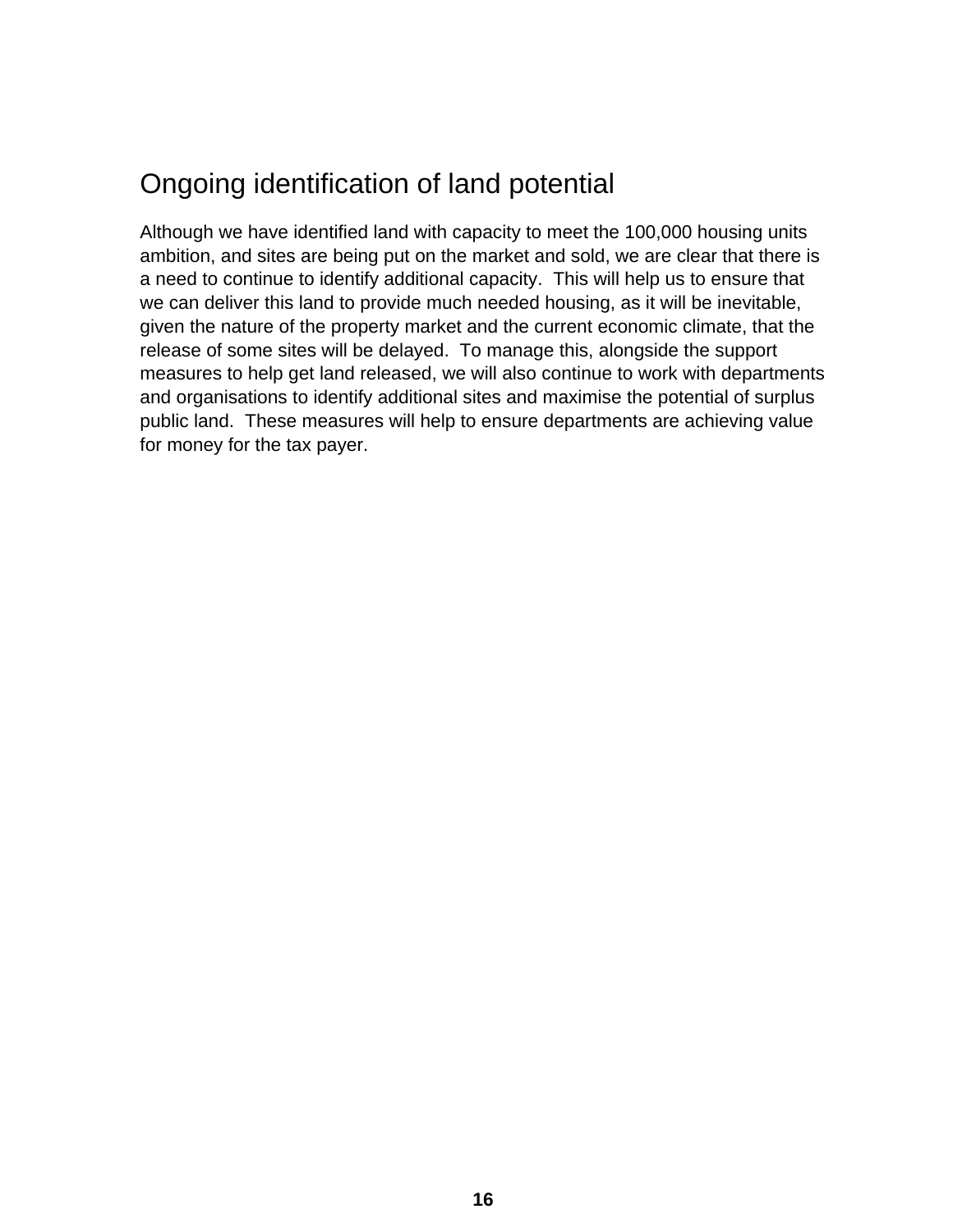## Ongoing identification of land potential

Although we have identified land with capacity to meet the 100,000 housing units ambition, and sites are being put on the market and sold, we are clear that there is a need to continue to identify additional capacity. This will help us to ensure that we can deliver this land to provide much needed housing, as it will be inevitable, given the nature of the property market and the current economic climate, that the release of some sites will be delayed. To manage this, alongside the support measures to help get land released, we will also continue to work with departments and organisations to identify additional sites and maximise the potential of surplus public land. These measures will help to ensure departments are achieving value for money for the tax payer.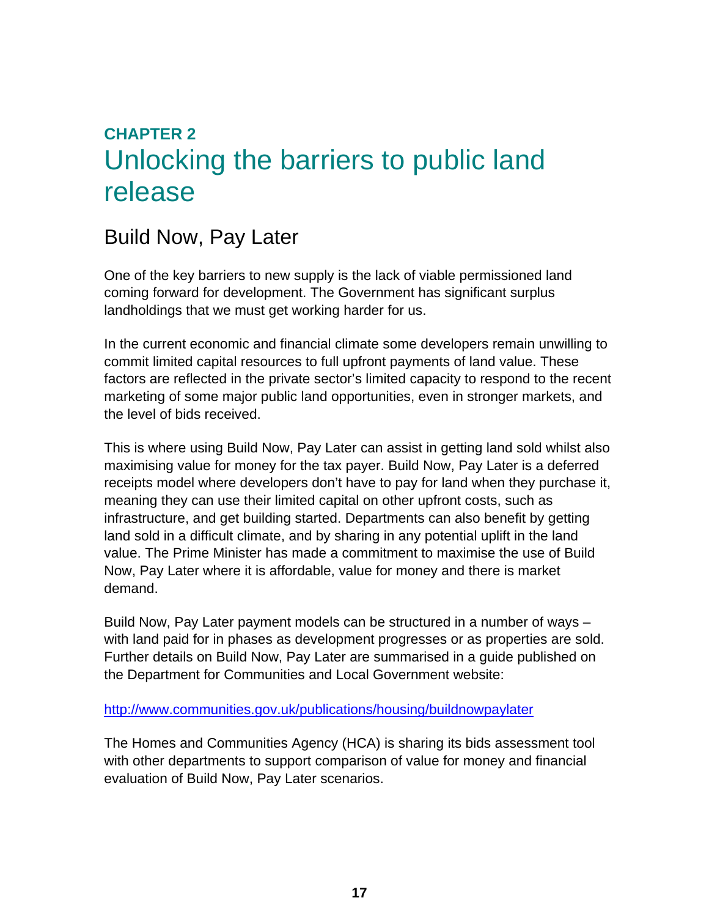**CHAPTER 2**

# Unlocking the barriers to public land release

## Build Now, Pay Later

One of the key barriers to new supply is the lack of viable permissioned land coming forward for development. The Government has significant surplus landholdings that we must get working harder for us.

In the current economic and financial climate some developers remain unwilling to commit limited capital resources to full upfront payments of land value. These factors are reflected in the private sector's limited capacity to respond to the recent marketing of some major public land opportunities, even in stronger markets, and the level of bids received.

This is where using Build Now, Pay Later can assist in getting land sold whilst also maximising value for money for the tax payer. Build Now, Pay Later is a deferred receipts model where developers don't have to pay for land when they purchase it, meaning they can use their limited capital on other upfront costs, such as infrastructure, and get building started. Departments can also benefit by getting land sold in a difficult climate, and by sharing in any potential uplift in the land value. The Prime Minister has made a commitment to maximise the use of Build Now, Pay Later where it is affordable, value for money and there is market demand.

Build Now, Pay Later payment models can be structured in a number of ways – with land paid for in phases as development progresses or as properties are sold. Further details on Build Now, Pay Later are summarised in a guide published on the Department for Communities and Local Government website:

http://www.communities.gov.uk/publications/housing/buildnowpaylater

The Homes and Communities Agency (HCA) is sharing its bids assessment tool with other departments to support comparison of value for money and financial evaluation of Build Now, Pay Later scenarios.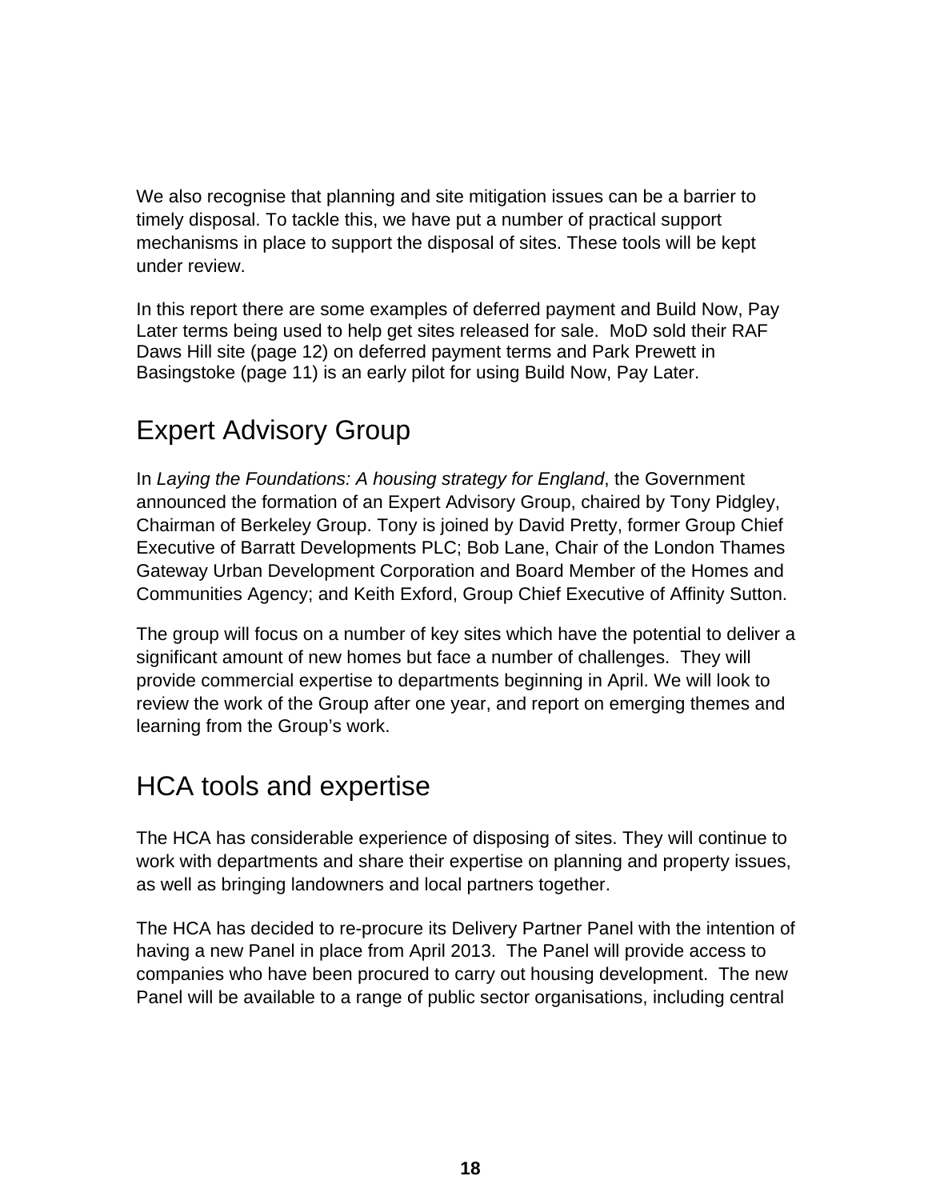We also recognise that planning and site mitigation issues can be a barrier to timely disposal. To tackle this, we have put a number of practical support mechanisms in place to support the disposal of sites. These tools will be kept under review.

In this report there are some examples of deferred payment and Build Now, Pay Later terms being used to help get sites released for sale. MoD sold their RAF Daws Hill site (page 12) on deferred payment terms and Park Prewett in Basingstoke (page 11) is an early pilot for using Build Now, Pay Later.

## Expert Advisory Group

In *Laying the Foundations: A housing strategy for England*, the Government announced the formation of an Expert Advisory Group, chaired by Tony Pidgley, Chairman of Berkeley Group. Tony is joined by David Pretty, former Group Chief Executive of Barratt Developments PLC; Bob Lane, Chair of the London Thames Gateway Urban Development Corporation and Board Member of the Homes and Communities Agency; and Keith Exford, Group Chief Executive of Affinity Sutton.

The group will focus on a number of key sites which have the potential to deliver a significant amount of new homes but face a number of challenges. They will provide commercial expertise to departments beginning in April. We will look to review the work of the Group after one year, and report on emerging themes and learning from the Group's work.

## HCA tools and expertise

The HCA has considerable experience of disposing of sites. They will continue to work with departments and share their expertise on planning and property issues, as well as bringing landowners and local partners together.

The HCA has decided to re-procure its Delivery Partner Panel with the intention of having a new Panel in place from April 2013. The Panel will provide access to companies who have been procured to carry out housing development. The new Panel will be available to a range of public sector organisations, including central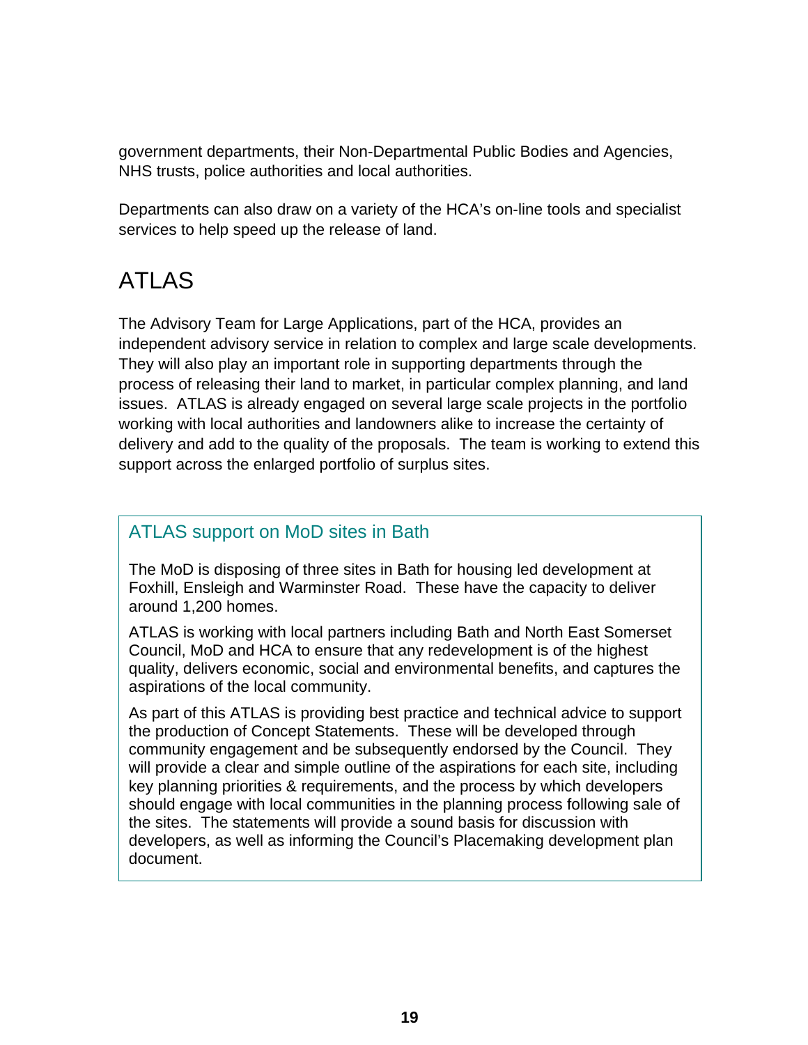government departments, their Non-Departmental Public Bodies and Agencies, NHS trusts, police authorities and local authorities.

Departments can also draw on a variety of the HCA's on-line tools and specialist services to help speed up the release of land.

## ATLAS

The Advisory Team for Large Applications, part of the HCA, provides an independent advisory service in relation to complex and large scale developments. They will also play an important role in supporting departments through the process of releasing their land to market, in particular complex planning, and land issues. ATLAS is already engaged on several large scale projects in the portfolio working with local authorities and landowners alike to increase the certainty of delivery and add to the quality of the proposals. The team is working to extend this support across the enlarged portfolio of surplus sites.

### ATLAS support on MoD sites in Bath

The MoD is disposing of three sites in Bath for housing led development at Foxhill, Ensleigh and Warminster Road. These have the capacity to deliver around 1,200 homes.

ATLAS is working with local partners including Bath and North East Somerset Council, MoD and HCA to ensure that any redevelopment is of the highest quality, delivers economic, social and environmental benefits, and captures the aspirations of the local community.

As part of this ATLAS is providing best practice and technical advice to support the production of Concept Statements. These will be developed through community engagement and be subsequently endorsed by the Council. They will provide a clear and simple outline of the aspirations for each site, including key planning priorities & requirements, and the process by which developers should engage with local communities in the planning process following sale of the sites. The statements will provide a sound basis for discussion with developers, as well as informing the Council's Placemaking development plan document.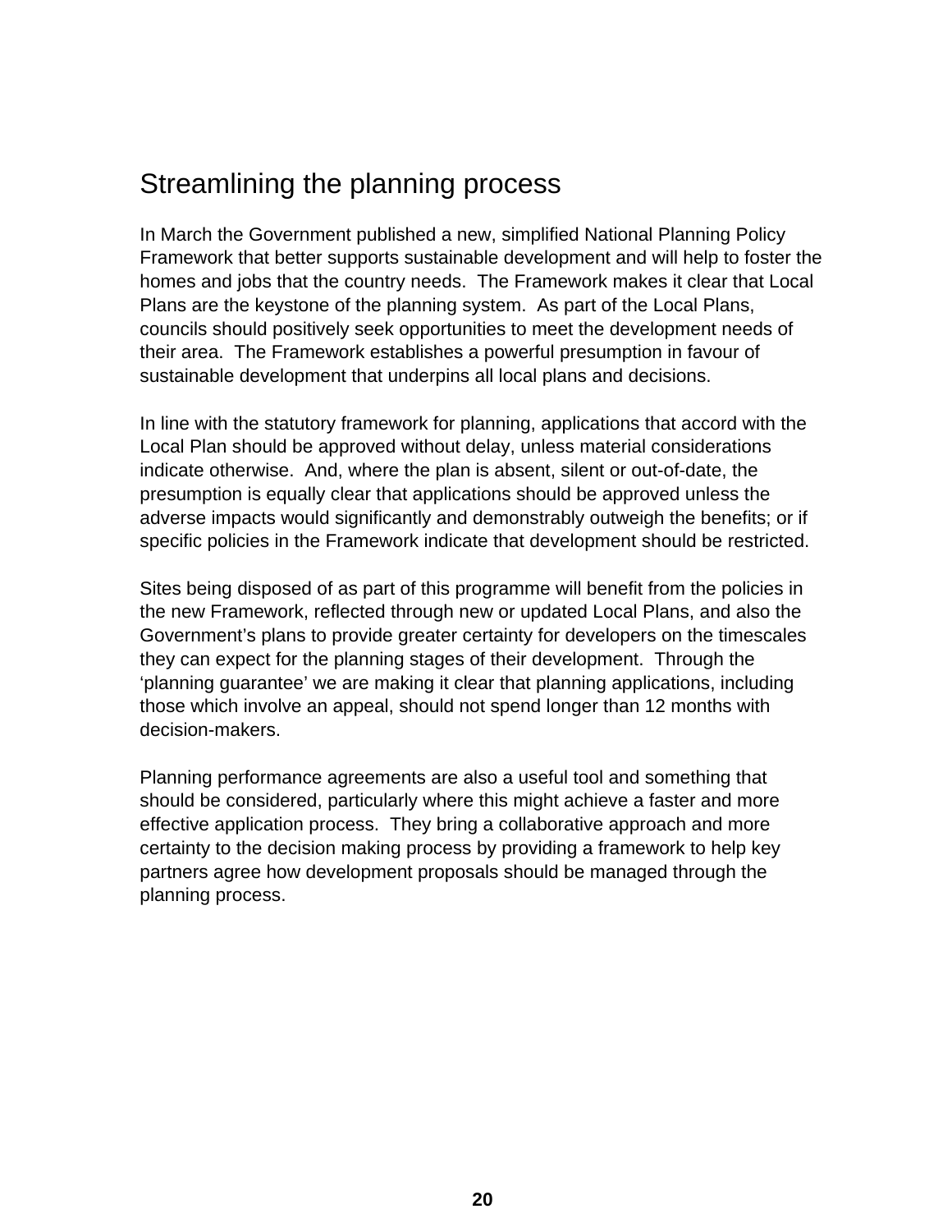## Streamlining the planning process

In March the Government published a new, simplified National Planning Policy Framework that better supports sustainable development and will help to foster the homes and jobs that the country needs. The Framework makes it clear that Local Plans are the keystone of the planning system. As part of the Local Plans, councils should positively seek opportunities to meet the development needs of their area. The Framework establishes a powerful presumption in favour of sustainable development that underpins all local plans and decisions.

In line with the statutory framework for planning, applications that accord with the Local Plan should be approved without delay, unless material considerations indicate otherwise. And, where the plan is absent, silent or out-of-date, the presumption is equally clear that applications should be approved unless the adverse impacts would significantly and demonstrably outweigh the benefits; or if specific policies in the Framework indicate that development should be restricted.

Sites being disposed of as part of this programme will benefit from the policies in the new Framework, reflected through new or updated Local Plans, and also the Government's plans to provide greater certainty for developers on the timescales they can expect for the planning stages of their development. Through the 'planning guarantee' we are making it clear that planning applications, including those which involve an appeal, should not spend longer than 12 months with decision-makers.

Planning performance agreements are also a useful tool and something that should be considered, particularly where this might achieve a faster and more effective application process. They bring a collaborative approach and more certainty to the decision making process by providing a framework to help key partners agree how development proposals should be managed through the planning process.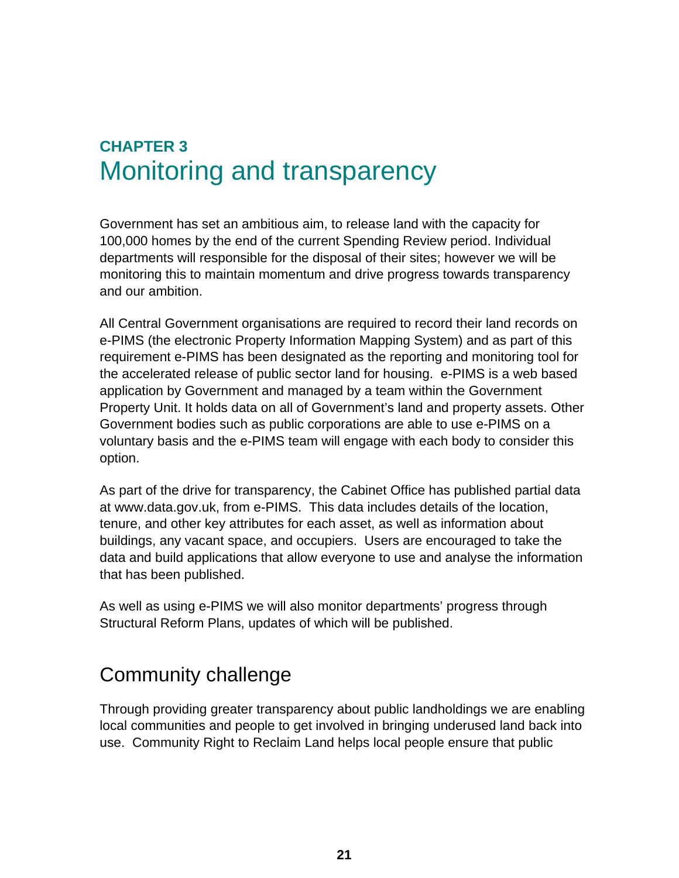**CHAPTER 3**

# Monitoring and transparency

Government has set an ambitious aim, to release land with the capacity for 100,000 homes by the end of the current Spending Review period. Individual departments will responsible for the disposal of their sites; however we will be monitoring this to maintain momentum and drive progress towards transparency and our ambition.

All Central Government organisations are required to record their land records on e-PIMS (the electronic Property Information Mapping System) and as part of this requirement e-PIMS has been designated as the reporting and monitoring tool for the accelerated release of public sector land for housing. e-PIMS is a web based application by Government and managed by a team within the Government Property Unit. It holds data on all of Government's land and property assets. Other Government bodies such as public corporations are able to use e-PIMS on a voluntary basis and the e-PIMS team will engage with each body to consider this option.

As part of the drive for transparency, the Cabinet Office has published partial data at www.data.gov.uk, from e-PIMS. This data includes details of the location, tenure, and other key attributes for each asset, as well as information about buildings, any vacant space, and occupiers. Users are encouraged to take the data and build applications that allow everyone to use and analyse the information that has been published.

As well as using e-PIMS we will also monitor departments' progress through Structural Reform Plans, updates of which will be published.

## Community challenge

Through providing greater transparency about public landholdings we are enabling local communities and people to get involved in bringing underused land back into use. Community Right to Reclaim Land helps local people ensure that public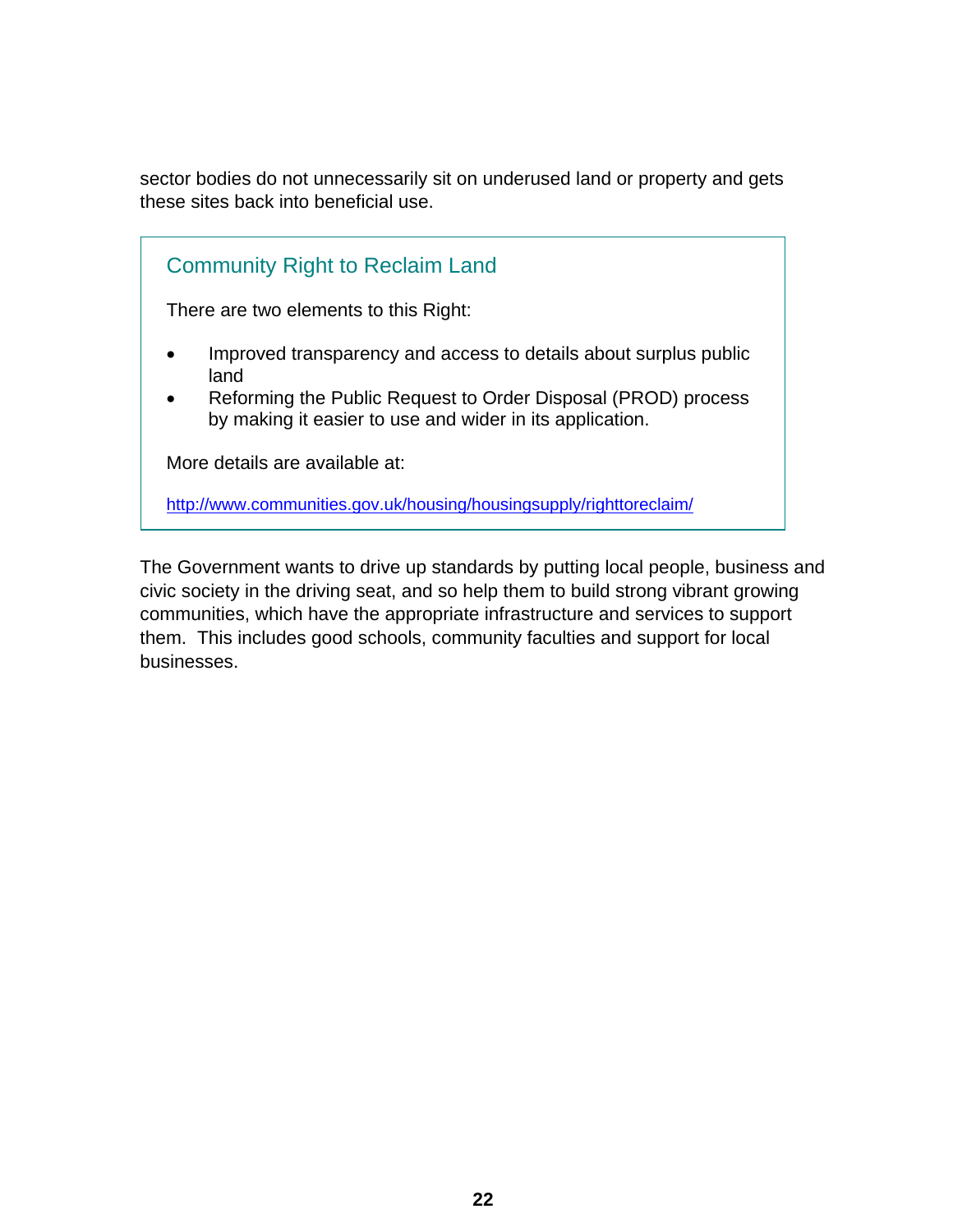sector bodies do not unnecessarily sit on underused land or property and gets these sites back into beneficial use.

### Community Right to Reclaim Land

There are two elements to this Right:

- Improved transparency and access to details about surplus public land
- Reforming the Public Request to Order Disposal (PROD) process by making it easier to use and wider in its application.

More details are available at:

http://www.communities.gov.uk/housing/housingsupply/righttoreclaim/

The Government wants to drive up standards by putting local people, business and civic society in the driving seat, and so help them to build strong vibrant growing communities, which have the appropriate infrastructure and services to support them. This includes good schools, community faculties and support for local businesses.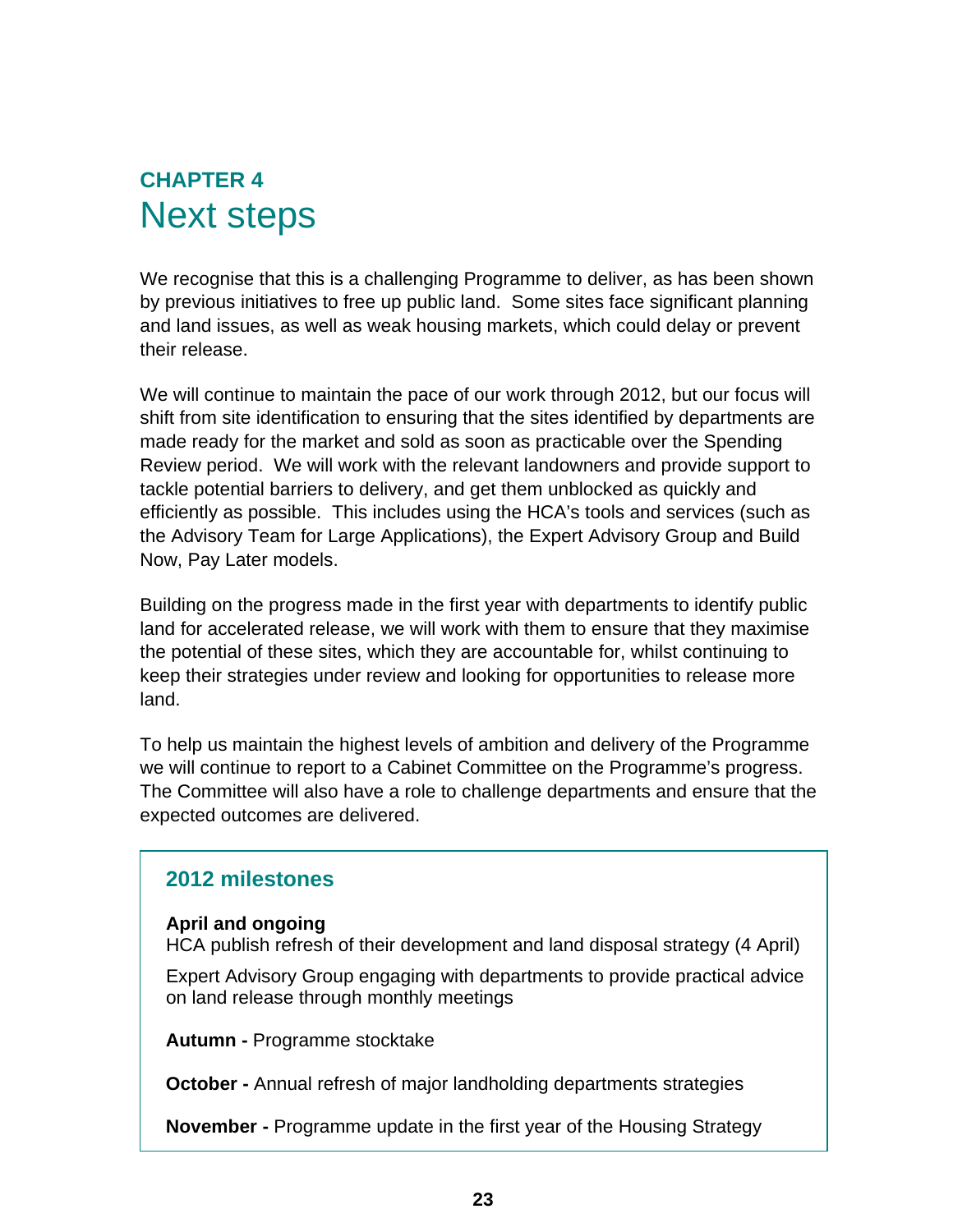**CHAPTER 4**

# Next steps

We recognise that this is a challenging Programme to deliver, as has been shown by previous initiatives to free up public land. Some sites face significant planning and land issues, as well as weak housing markets, which could delay or prevent their release.

We will continue to maintain the pace of our work through 2012, but our focus will shift from site identification to ensuring that the sites identified by departments are made ready for the market and sold as soon as practicable over the Spending Review period. We will work with the relevant landowners and provide support to tackle potential barriers to delivery, and get them unblocked as quickly and efficiently as possible. This includes using the HCA's tools and services (such as the Advisory Team for Large Applications), the Expert Advisory Group and Build Now, Pay Later models.

Building on the progress made in the first year with departments to identify public land for accelerated release, we will work with them to ensure that they maximise the potential of these sites, which they are accountable for, whilst continuing to keep their strategies under review and looking for opportunities to release more land.

To help us maintain the highest levels of ambition and delivery of the Programme we will continue to report to a Cabinet Committee on the Programme's progress. The Committee will also have a role to challenge departments and ensure that the expected outcomes are delivered.

## 2012 milestones

**April and ongoing**
HCA publish refresh of their development and land disposal strategy (4 April)

Expert Advisory Group engaging with departments to provide practical advice on land release through monthly meetings

**Autumn -** Programme stocktake

**October -** Annual refresh of major landholding departments strategies

**November -** Programme update in the first year of the Housing Strategy